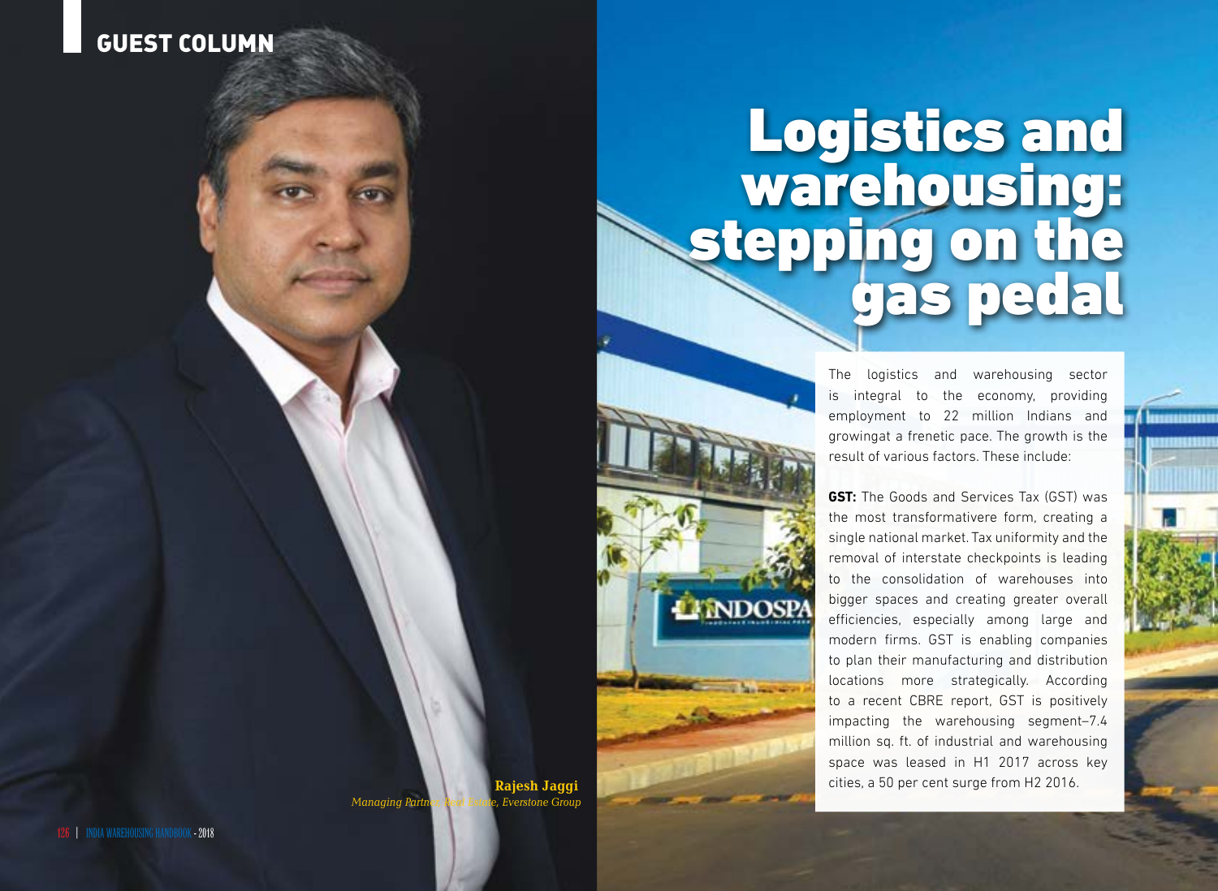GUEST COLUMN

# Logistics and warehousing: stepping on the gas pedal

**Rajesh Jaggi**
*Managing Partner, Real Estate, Everstone Group*

The logistics and warehousing sector is integral to the economy, providing employment to 22 million Indians and growingat a frenetic pace. The growth is the result of various factors. These include:

**GST:** The Goods and Services Tax (GST) was the most transformativere form, creating a single national market. Tax uniformity and the removal of interstate checkpoints is leading to the consolidation of warehouses into bigger spaces and creating greater overall efficiencies, especially among large and modern firms. GST is enabling companies to plan their manufacturing and distribution locations more strategically. According to a recent CBRE report, GST is positively impacting the warehousing segment–7.4 million sq. ft. of industrial and warehousing space was leased in H1 2017 across key cities, a 50 per cent surge from H2 2016.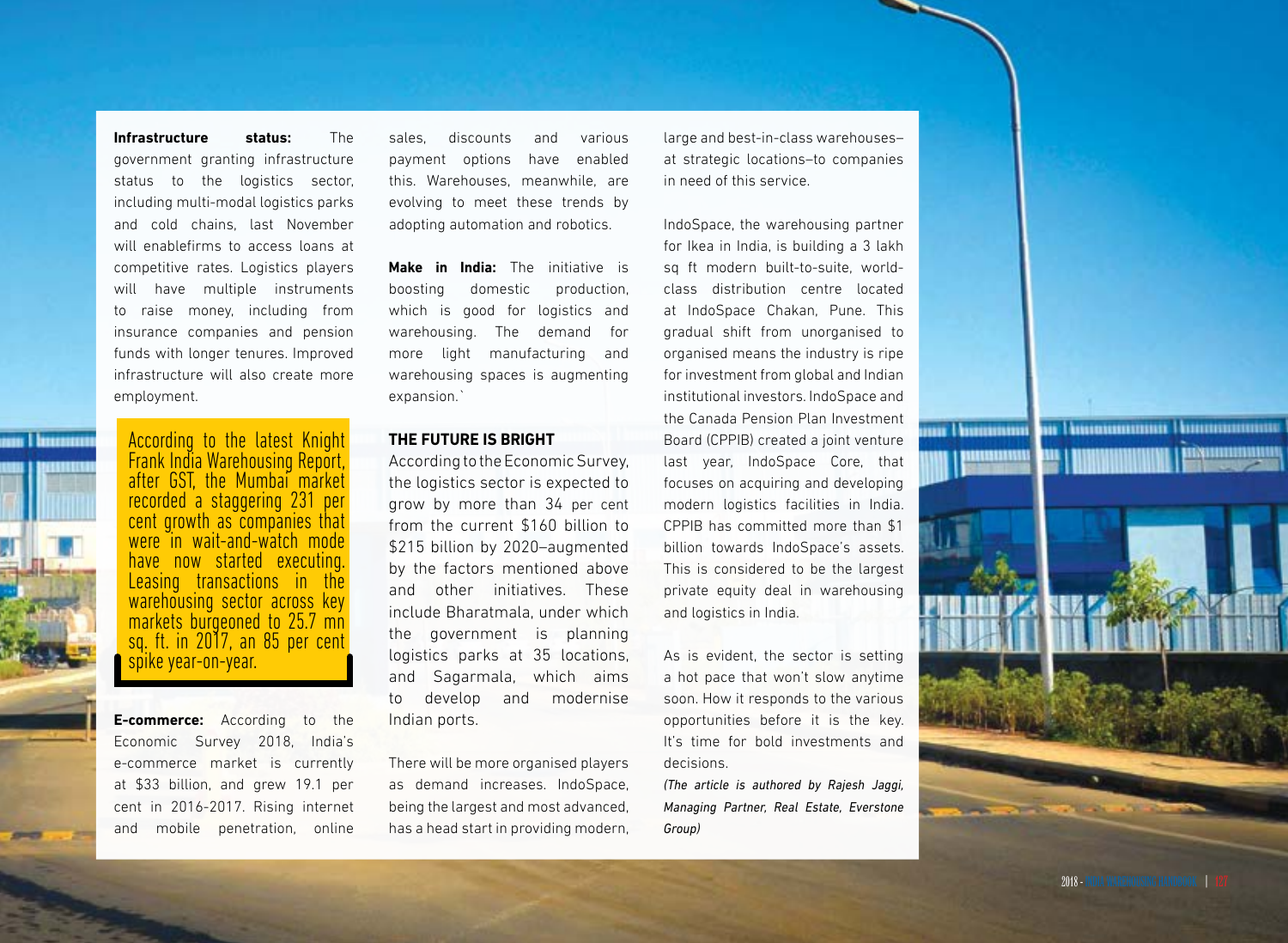**Infrastructure status:** The government granting infrastructure status to the logistics sector, including multi-modal logistics parks and cold chains, last November will enablefirms to access loans at competitive rates. Logistics players will have multiple instruments to raise money, including from insurance companies and pension funds with longer tenures. Improved infrastructure will also create more employment.

According to the latest Knight Frank India Warehousing Report, after GST, the Mumbai market recorded a staggering 231 per cent growth as companies that were in wait-and-watch mode have now started executing. Leasing transactions in the warehousing sector across key markets burgeoned to 25.7 mn sq. ft. in 2017, an 85 per cent spike year-on-year.

**E-commerce:** According to the Economic Survey 2018, India's e-commerce market is currently at $33 billion, and grew 19.1 per cent in 2016-2017. Rising internet and mobile penetration, online sales, discounts and various payment options have enabled this. Warehouses, meanwhile, are evolving to meet these trends by adopting automation and robotics.

**Make in India:** The initiative is boosting domestic production, which is good for logistics and warehousing. The demand for more light manufacturing and warehousing spaces is augmenting expansion.`

## THE FUTURE IS BRIGHT

According to the Economic Survey, the logistics sector is expected to grow by more than 34 per cent from the current $160 billion to $215 billion by 2020–augmented by the factors mentioned above and other initiatives. These include Bharatmala, under which the government is planning logistics parks at 35 locations, and Sagarmala, which aims to develop and modernise Indian ports.

There will be more organised players as demand increases. IndoSpace, being the largest and most advanced, has a head start in providing modern, large and best-in-class warehouses–at strategic locations–to companies in need of this service.

IndoSpace, the warehousing partner for Ikea in India, is building a 3 lakh sq ft modern built-to-suite, world-class distribution centre located at IndoSpace Chakan, Pune. This gradual shift from unorganised to organised means the industry is ripe for investment from global and Indian institutional investors. IndoSpace and the Canada Pension Plan Investment Board (CPPIB) created a joint venture last year, IndoSpace Core, that focuses on acquiring and developing modern logistics facilities in India. CPPIB has committed more than $1 billion towards IndoSpace's assets. This is considered to be the largest private equity deal in warehousing and logistics in India.

As is evident, the sector is setting a hot pace that won't slow anytime soon. How it responds to the various opportunities before it is the key. It's time for bold investments and decisions.

*(The article is authored by Rajesh Jaggi, Managing Partner, Real Estate, Everstone Group)*